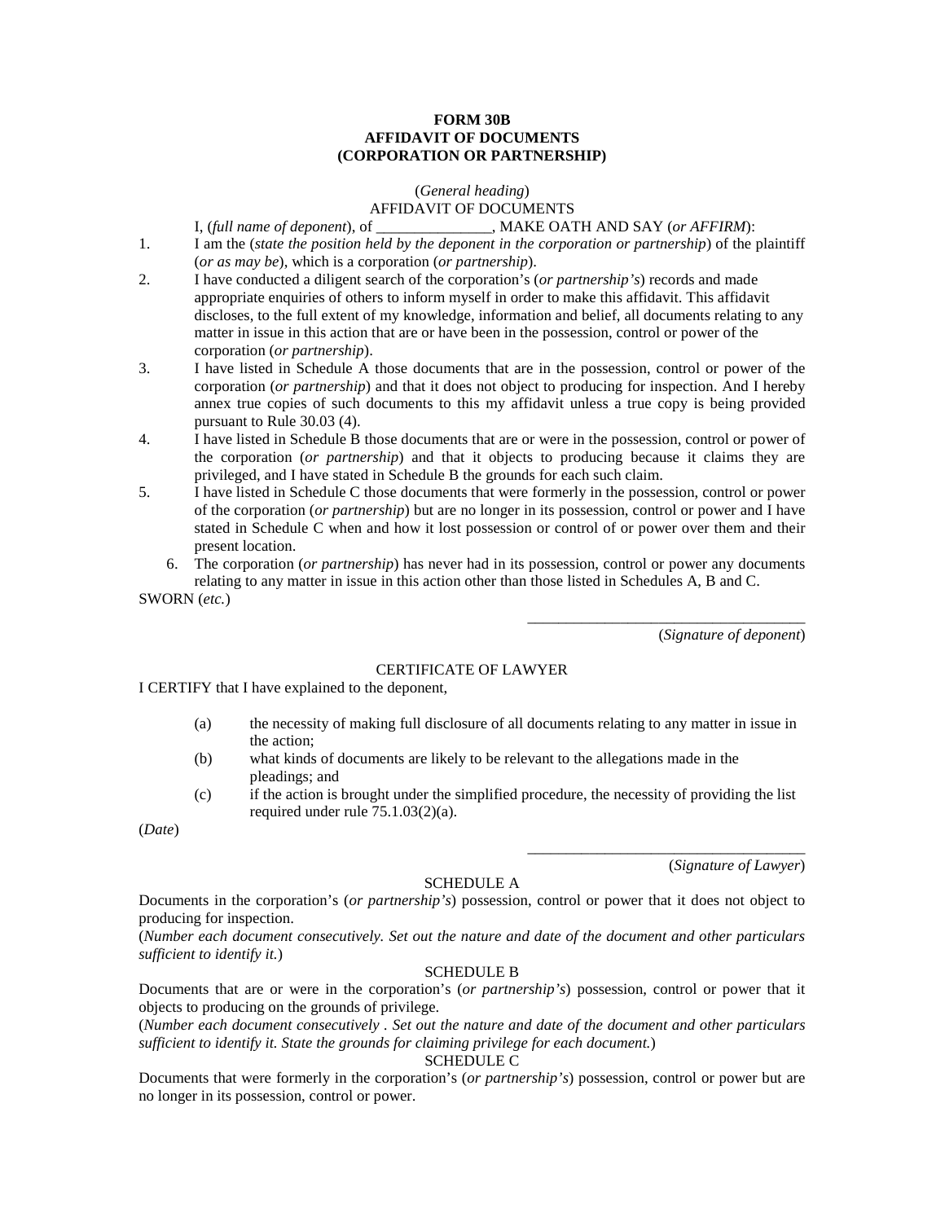**FORM 30B**
**AFFIDAVIT OF DOCUMENTS**
**(CORPORATION OR PARTNERSHIP)**

(*General heading*)

AFFIDAVIT OF DOCUMENTS

I, (*full name of deponent*), of _______________, MAKE OATH AND SAY (*or AFFIRM*):

1. I am the (*state the position held by the deponent in the corporation or partnership*) of the plaintiff (*or as may be*), which is a corporation (*or partnership*).
2. I have conducted a diligent search of the corporation's (*or partnership's*) records and made appropriate enquiries of others to inform myself in order to make this affidavit. This affidavit discloses, to the full extent of my knowledge, information and belief, all documents relating to any matter in issue in this action that are or have been in the possession, control or power of the corporation (*or partnership*).
3. I have listed in Schedule A those documents that are in the possession, control or power of the corporation (*or partnership*) and that it does not object to producing for inspection. And I hereby annex true copies of such documents to this my affidavit unless a true copy is being provided pursuant to Rule 30.03 (4).
4. I have listed in Schedule B those documents that are or were in the possession, control or power of the corporation (*or partnership*) and that it objects to producing because it claims they are privileged, and I have stated in Schedule B the grounds for each such claim.
5. I have listed in Schedule C those documents that were formerly in the possession, control or power of the corporation (*or partnership*) but are no longer in its possession, control or power and I have stated in Schedule C when and how it lost possession or control of or power over them and their present location.
6. The corporation (*or partnership*) has never had in its possession, control or power any documents relating to any matter in issue in this action other than those listed in Schedules A, B and C.

SWORN (*etc.*)

_____________________________________
(*Signature of deponent*)

CERTIFICATE OF LAWYER

I CERTIFY that I have explained to the deponent,

(a) the necessity of making full disclosure of all documents relating to any matter in issue in the action;

(b) what kinds of documents are likely to be relevant to the allegations made in the pleadings; and

(c) if the action is brought under the simplified procedure, the necessity of providing the list required under rule 75.1.03(2)(a).

(*Date*)

_____________________________________
(*Signature of Lawyer*)

SCHEDULE A

Documents in the corporation's (*or partnership's*) possession, control or power that it does not object to producing for inspection.

(*Number each document consecutively. Set out the nature and date of the document and other particulars sufficient to identify it.*)

SCHEDULE B

Documents that are or were in the corporation's (*or partnership's*) possession, control or power that it objects to producing on the grounds of privilege.

(*Number each document consecutively . Set out the nature and date of the document and other particulars sufficient to identify it. State the grounds for claiming privilege for each document.*)

SCHEDULE C

Documents that were formerly in the corporation's (*or partnership's*) possession, control or power but are no longer in its possession, control or power.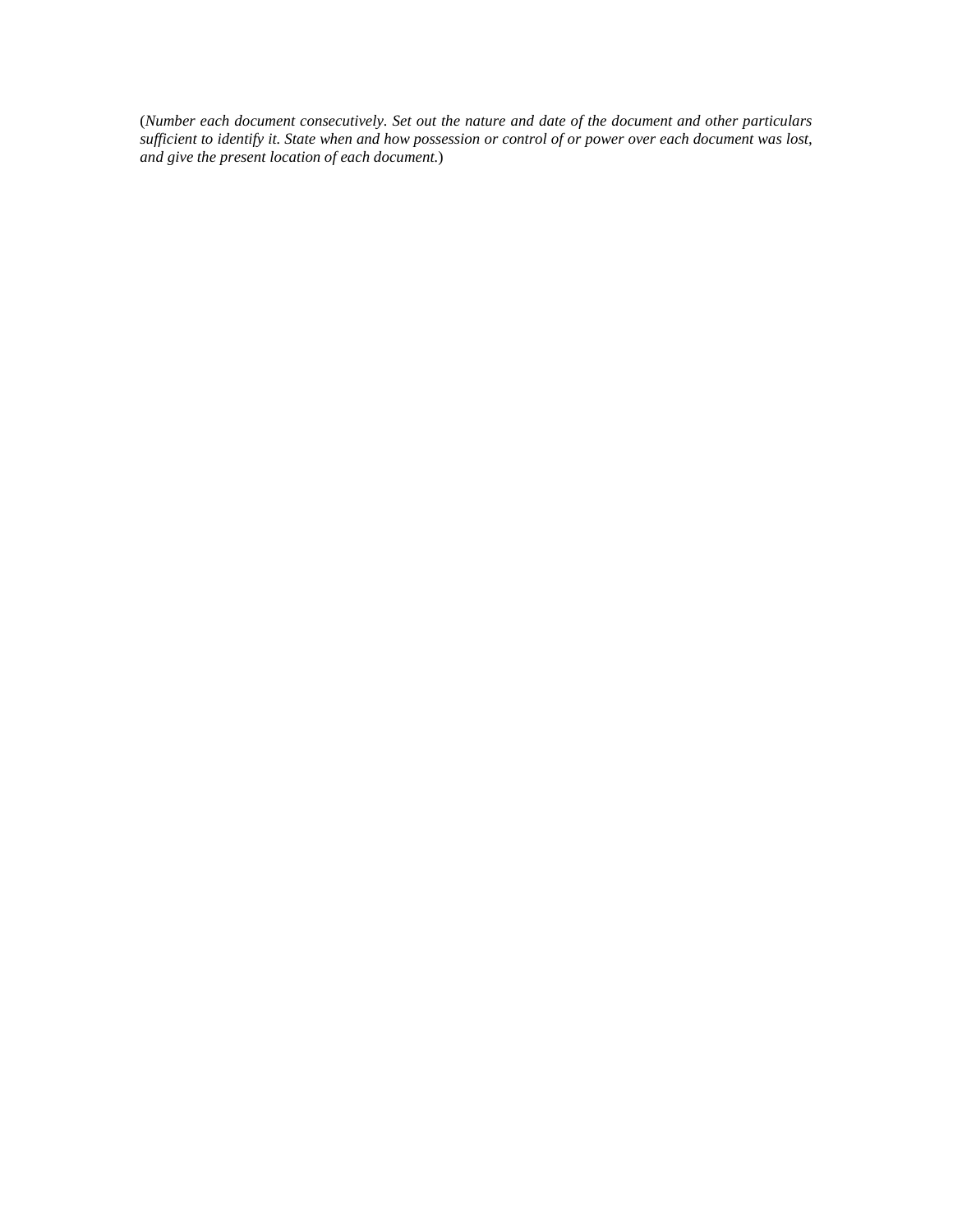(*Number each document consecutively. Set out the nature and date of the document and other particulars sufficient to identify it. State when and how possession or control of or power over each document was lost, and give the present location of each document.*)